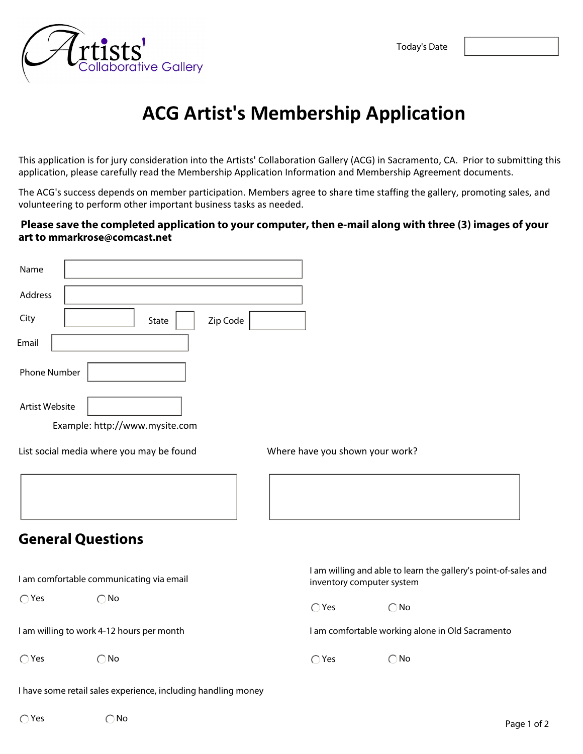Artists' Collaborative Gallery

Today's Date

# ACG Artist's Membership Application

This application is for jury consideration into the Artists' Collaboration Gallery (ACG) in Sacramento, CA. Prior to submitting this application, please carefully read the Membership Application Information and Membership Agreement documents.

The ACG's success depends on member participation. Members agree to share time staffing the gallery, promoting sales, and volunteering to perform other important business tasks as needed.

**Please save the completed application to your computer, then e-mail along with three (3) images of your art to mmarkrose@comcast.net**

Name

Address

City State Zip Code

Email

Phone Number

Artist Website

Example: http://www.mysite.com

List social media where you may be found

Where have you shown your work?

## General Questions

I am comfortable communicating via email

◯ Yes ◯ No

I am willing and able to learn the gallery's point-of-sales and inventory computer system

◯ Yes ◯ No

I am willing to work 4-12 hours per month

◯ Yes ◯ No

I am comfortable working alone in Old Sacramento

◯ Yes ◯ No

I have some retail sales experience, including handling money

◯ Yes ◯ No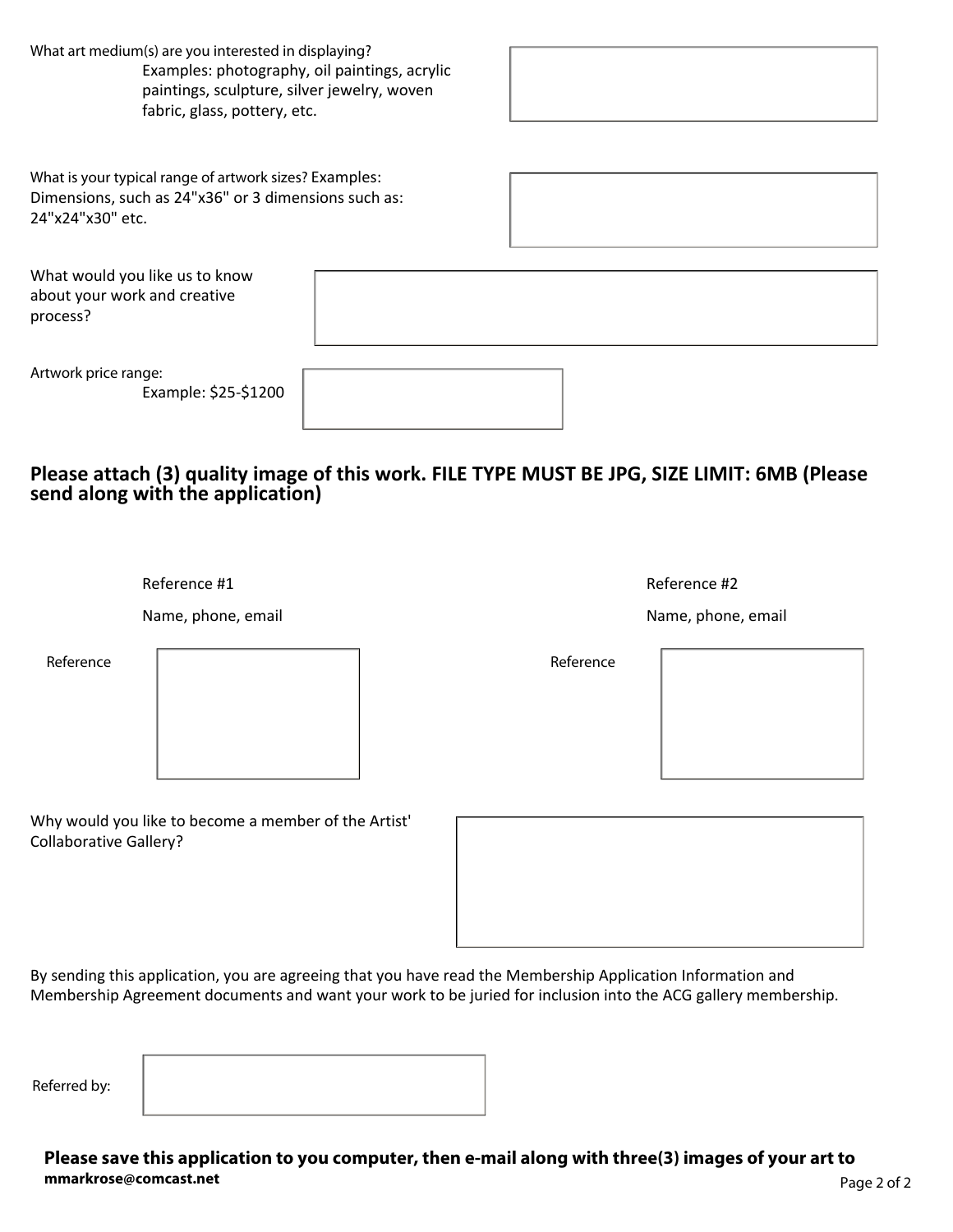What art medium(s) are you interested in displaying?

Examples: photography, oil paintings, acrylic paintings, sculpture, silver jewelry, woven fabric, glass, pottery, etc.

What is your typical range of artwork sizes? Examples: Dimensions, such as 24"x36" or 3 dimensions such as: 24"x24"x30" etc.

What would you like us to know about your work and creative process?

Artwork price range:

Example: $25-$1200

**Please attach (3) quality image of this work. FILE TYPE MUST BE JPG, SIZE LIMIT: 6MB (Please send along with the application)**

Reference #1

Name, phone, email

Reference

Reference #2

Name, phone, email

Reference

Why would you like to become a member of the Artist' Collaborative Gallery?

By sending this application, you are agreeing that you have read the Membership Application Information and Membership Agreement documents and want your work to be juried for inclusion into the ACG gallery membership.

Referred by:

**Please save this application to you computer, then e-mail along with three(3) images of your art to mmarkrose@comcast.net**